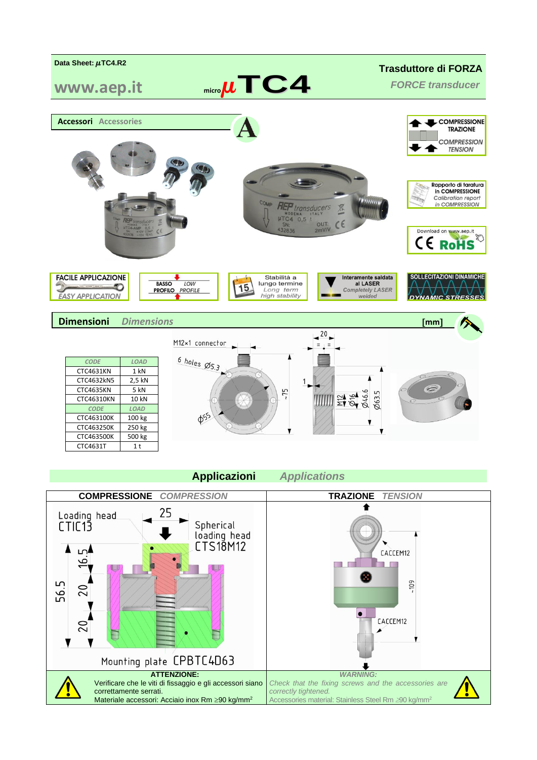Data Sheet: µTC4.R2

**www.aep.it**

# micro µTC4

**Trasduttore di FORZA**
*FORCE transducer*

## Accessori *Accessories*

COMPRESSIONE TRAZIONE
*COMPRESSION TENSION*

Rapporto di taratura in COMPRESSIONE
*Calibration report in COMPRESSION*

Download on www.aep.it

CE RoHS

FACILE APPLICAZIONE *EASY APPLICATION*

BASSO PROFILO *LOW PROFILE*

Stabilità a lungo termine *Long term high stability*

Interamente saldata al LASER *Completely LASER welded*

SOLLECITAZIONI DINAMICHE *DYNAMIC STRESSES*

## Dimensioni *Dimensions* [mm]

| CODE | LOAD |
|---|---|
| CTC4631KN | 1 kN |
| CTC4632kN5 | 2,5 kN |
| CTC4635KN | 5 kN |
| CTC46310KN | 10 kN |
| **CODE** | **LOAD** |
| CTC463100K | 100 kg |
| CTC463250K | 250 kg |
| CTC463500K | 500 kg |
| CTC4631T | 1 t |

M12×1 connector; 6 holes Ø5.3; Ø55; ~75; 20; 1; M12; Ø16; Ø46.6; Ø63.5

## Applicazioni *Applications*

| COMPRESSIONE *COMPRESSION* | TRAZIONE *TENSION* |
|---|---|
| Loading head CTIC13; Spherical loading head CTS18M12; Mounting plate CPBTC4D63; 25; 56.5; 16.5; 20; 20 | CACCEM12; ~109; CACCEM12 |

**ATTENZIONE:**
Verificare che le viti di fissaggio e gli accessori siano correttamente serrati.
Materiale accessori: Acciaio inox Rm ≥90 kg/mm²

***WARNING:***
*Check that the fixing screws and the accessories are correctly tightened.*
*Accessories material: Stainless Steel Rm ≥90 kg/mm²*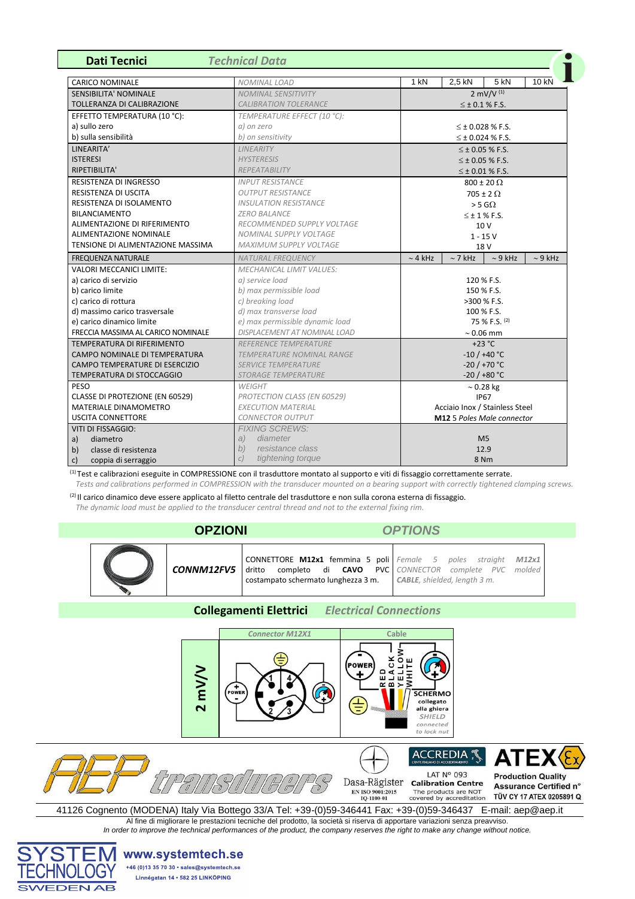## Dati Tecnici *Technical Data*

| | | | | | |
|---|---|---|---|---|---|
| CARICO NOMINALE | *NOMINAL LOAD* | 1 kN | 2,5 kN | 5 kN | 10 kN |
| SENSIBILITA' NOMINALE | *NOMINAL SENSITIVITY* | 2 mV/V [1] | | | |
| TOLLERANZA DI CALIBRAZIONE | *CALIBRATION TOLERANCE* | ≤ ± 0.1 % F.S. | | | |
| EFFETTO TEMPERATURA (10 °C): | *TEMPERATURE EFFECT (10 °C):* | | | | |
| a) sullo zero | *a) on zero* | ≤ ± 0.028 % F.S. | | | |
| b) sulla sensibilità | *b) on sensitivity* | ≤ ± 0.024 % F.S. | | | |
| LINEARITA' | *LINEARITY* | ≤ ± 0.05 % F.S. | | | |
| ISTERESI | *HYSTERESIS* | ≤ ± 0.05 % F.S. | | | |
| RIPETIBILITA' | *REPEATABILITY* | ≤ ± 0.01 % F.S. | | | |
| RESISTENZA DI INGRESSO | *INPUT RESISTANCE* | 800 ± 20 Ω | | | |
| RESISTENZA DI USCITA | *OUTPUT RESISTANCE* | 705 ± 2 Ω | | | |
| RESISTENZA DI ISOLAMENTO | *INSULATION RESISTANCE* | > 5 GΩ | | | |
| BILANCIAMENTO | *ZERO BALANCE* | ≤ ± 1 % F.S. | | | |
| ALIMENTAZIONE DI RIFERIMENTO | *RECOMMENDED SUPPLY VOLTAGE* | 10 V | | | |
| ALIMENTAZIONE NOMINALE | *NOMINAL SUPPLY VOLTAGE* | 1 - 15 V | | | |
| TENSIONE DI ALIMENTAZIONE MASSIMA | *MAXIMUM SUPPLY VOLTAGE* | 18 V | | | |
| FREQUENZA NATURALE | *NATURAL FREQUENCY* | ~ 4 kHz | ~ 7 kHz | ~ 9 kHz | ~ 9 kHz |
| VALORI MECCANICI LIMITE: | *MECHANICAL LIMIT VALUES:* | | | | |
| a) carico di servizio | *a) service load* | 120 % F.S. | | | |
| b) carico limite | *b) max permissible load* | 150 % F.S. | | | |
| c) carico di rottura | *c) breaking load* | >300 % F.S. | | | |
| d) massimo carico trasversale | *d) max transverse load* | 100 % F.S. | | | |
| e) carico dinamico limite | *e) max permissible dynamic load* | 75 % F.S. [2] | | | |
| FRECCIA MASSIMA AL CARICO NOMINALE | *DISPLACEMENT AT NOMINAL LOAD* | ~ 0.06 mm | | | |
| TEMPERATURA DI RIFERIMENTO | *REFERENCE TEMPERATURE* | +23 °C | | | |
| CAMPO NOMINALE DI TEMPERATURA | *TEMPERATURE NOMINAL RANGE* | -10 / +40 °C | | | |
| CAMPO TEMPERATURE DI ESERCIZIO | *SERVICE TEMPERATURE* | -20 / +70 °C | | | |
| TEMPERATURA DI STOCCAGGIO | *STORAGE TEMPERATURE* | -20 / +80 °C | | | |
| PESO | *WEIGHT* | ~ 0.28 kg | | | |
| CLASSE DI PROTEZIONE (EN 60529) | *PROTECTION CLASS (EN 60529)* | IP67 | | | |
| MATERIALE DINAMOMETRO | *EXECUTION MATERIAL* | Acciaio Inox / Stainless Steel | | | |
| USCITA CONNETTORE | *CONNECTOR OUTPUT* | **M12** *5 Poles Male connector* | | | |
| VITI DI FISSAGGIO: | *FIXING SCREWS:* | | | | |
| a) diametro | *a) diameter* | M5 | | | |
| b) classe di resistenza | *b) resistance class* | 12.9 | | | |
| c) coppia di serraggio | *c) tightening torque* | 8 Nm | | | |

[1] Test e calibrazioni eseguite in COMPRESSIONE con il trasduttore montato al supporto e viti di fissaggio correttamente serrate.
*Tests and calibrations performed in COMPRESSION with the transducer mounted on a bearing support with correctly tightened clamping screws.*

[2] Il carico dinamico deve essere applicato al filetto centrale del trasduttore e non sulla corona esterna di fissaggio.
*The dynamic load must be applied to the transducer central thread and not to the external fixing rim.*

## OPZIONI *OPTIONS*

| | | | |
|---|---|---|---|
| | ***CONNM12FV5*** | CONNETTORE **M12x1** femmina 5 poli dritto completo di **CAVO** PVC costampato schermato lunghezza 3 m. | *Female 5 poles straight **M12x1** CONNECTOR complete PVC molded **CABLE**, shielded, length 3 m.* |

## Collegamenti Elettrici *Electrical Connections*

2 mV/V

*Connector M12X1*

POWER + -
1 4 2 3

Cable

POWER +
RED BLACK YELLOW WHITE
SCHERMO collegato alla ghiera
*SHIELD connected to lock nut*

AEP transducers

Dasa-Rägister EN ISO 9001:2015 IQ-1100-01

ACCREDIA LAT N° 093 Calibration Centre
The products are NOT covered by accreditation

ATEX Production Quality Assurance Certified n° TÜV CY 17 ATEX 0205891 Q

41126 Cognento (MODENA) Italy Via Bottego 33/A Tel: +39-(0)59-346441 Fax: +39-(0)59-346437 E-mail: aep@aep.it

Al fine di migliorare le prestazioni tecniche del prodotto, la società si riserva di apportare variazioni senza preavviso.
*In order to improve the technical performances of the product, the company reserves the right to make any change without notice.*

SYSTEM TECHNOLOGY SWEDEN AB
www.systemtech.se
+46 (0)13 35 70 30 • sales@systemtech.se
Linnégatan 14 • 582 25 LINKÖPING